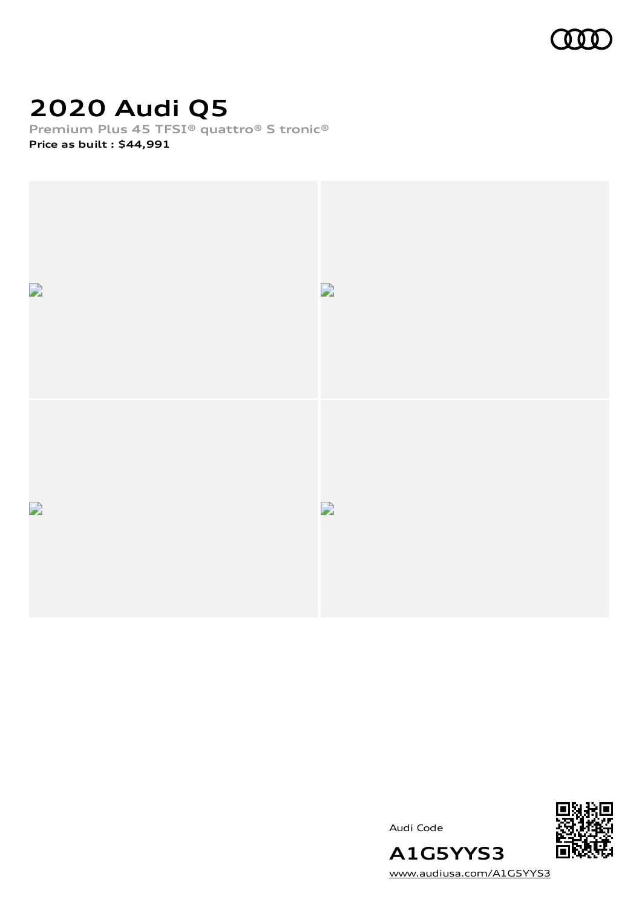# 2020 Audi Q5

Premium Plus 45 TFSI® quattro® S tronic®

**Price as built : $44,991**

Audi Code

**A1G5YYS3**

www.audiusa.com/A1G5YYS3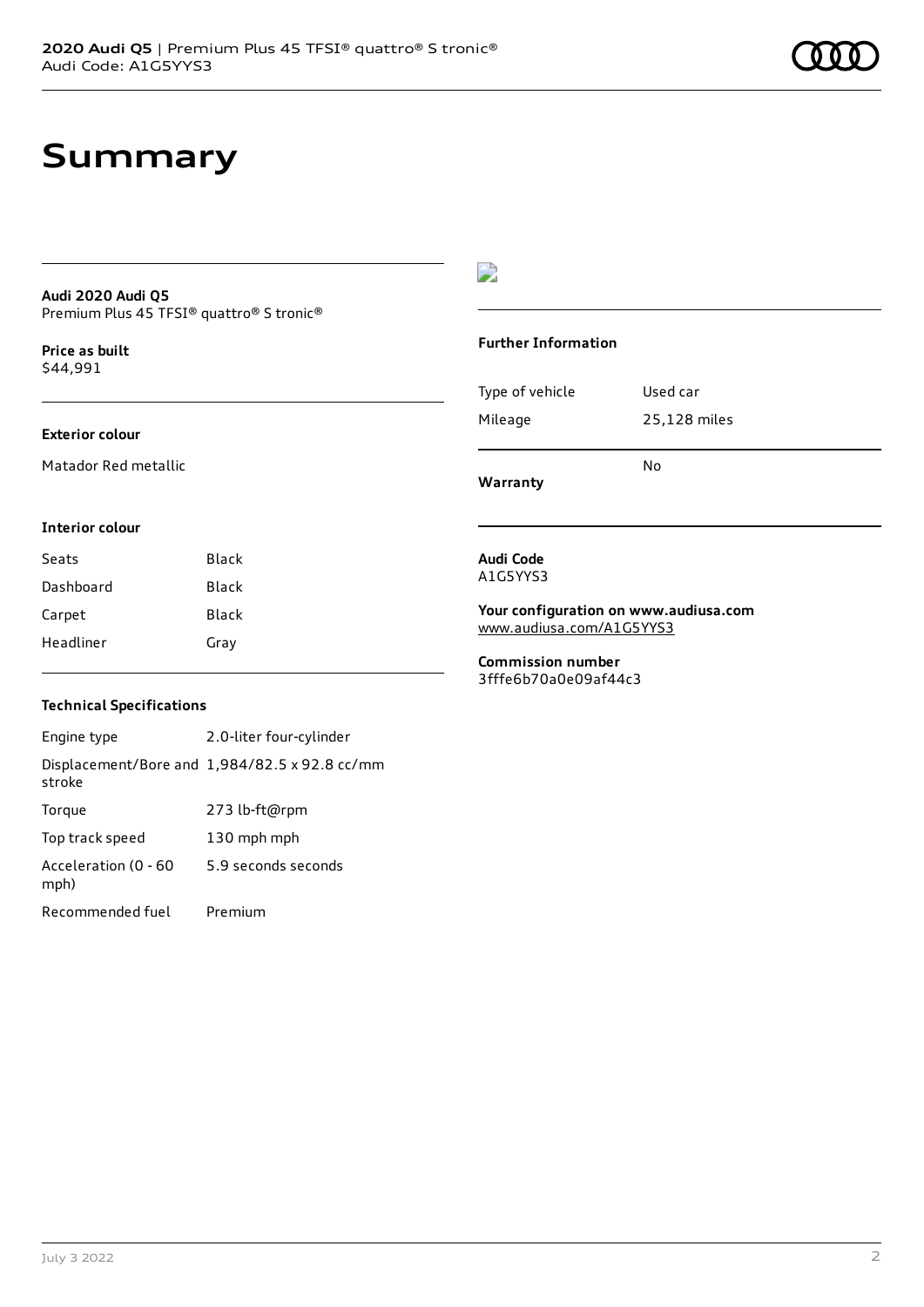# Summary

**Audi 2020 Audi Q5**
Premium Plus 45 TFSI® quattro® S tronic®

**Price as built**
$44,991

**Exterior colour**

Matador Red metallic

**Interior colour**

| Seats | Black |
|---|---|
| Dashboard | Black |
| Carpet | Black |
| Headliner | Gray |

**Technical Specifications**

| Engine type | 2.0-liter four-cylinder |
|---|---|
| Displacement/Bore and stroke | 1,984/82.5 x 92.8 cc/mm |
| Torque | 273 lb-ft@rpm |
| Top track speed | 130 mph mph |
| Acceleration (0 - 60 mph) | 5.9 seconds seconds |
| Recommended fuel | Premium |

**Further Information**

| Type of vehicle | Used car |
|---|---|
| Mileage | 25,128 miles |
| **Warranty** | No |

**Audi Code**
A1G5YYS3

**Your configuration on www.audiusa.com**
www.audiusa.com/A1G5YYS3

**Commission number**
3fffe6b70a0e09af44c3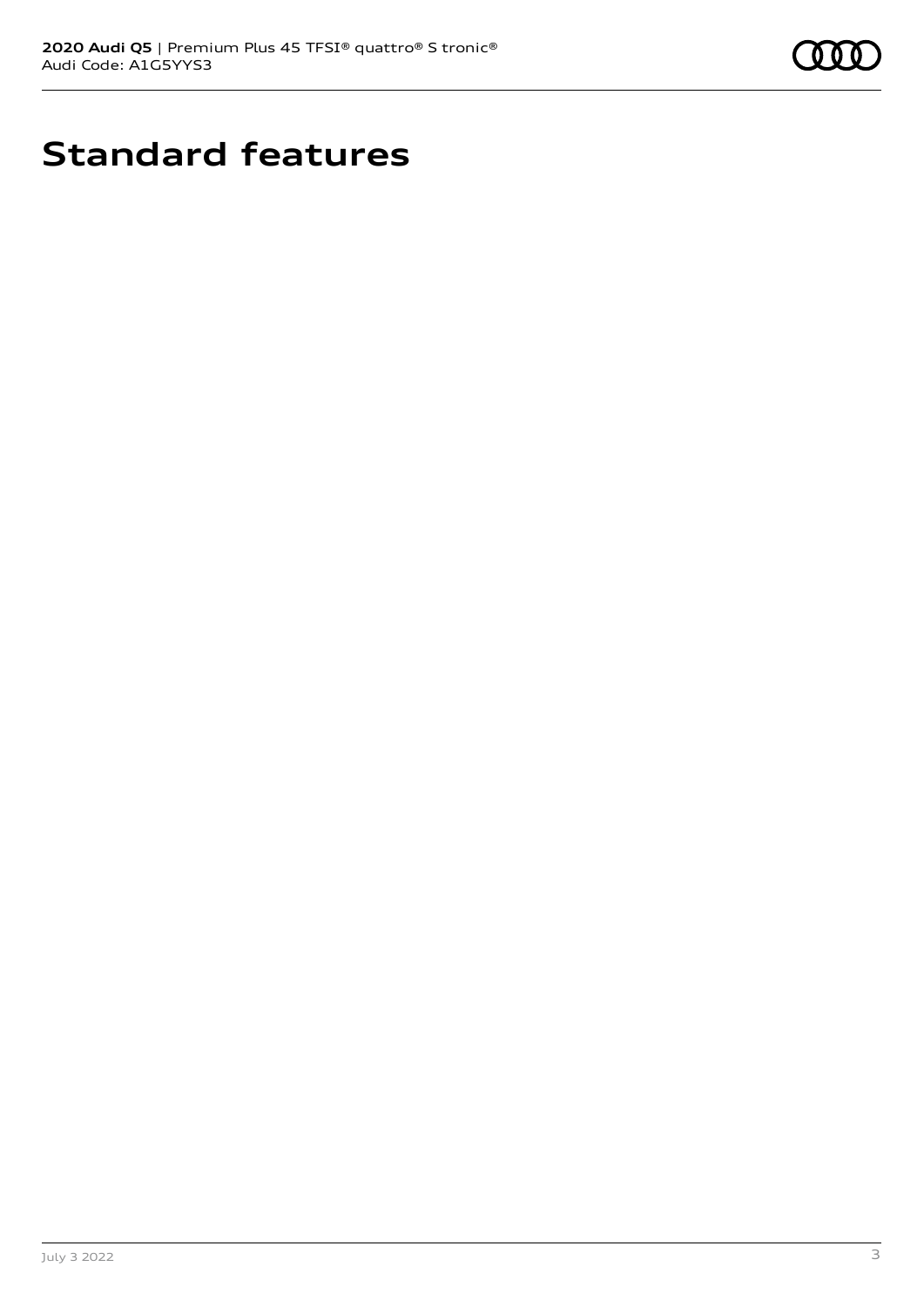# Standard features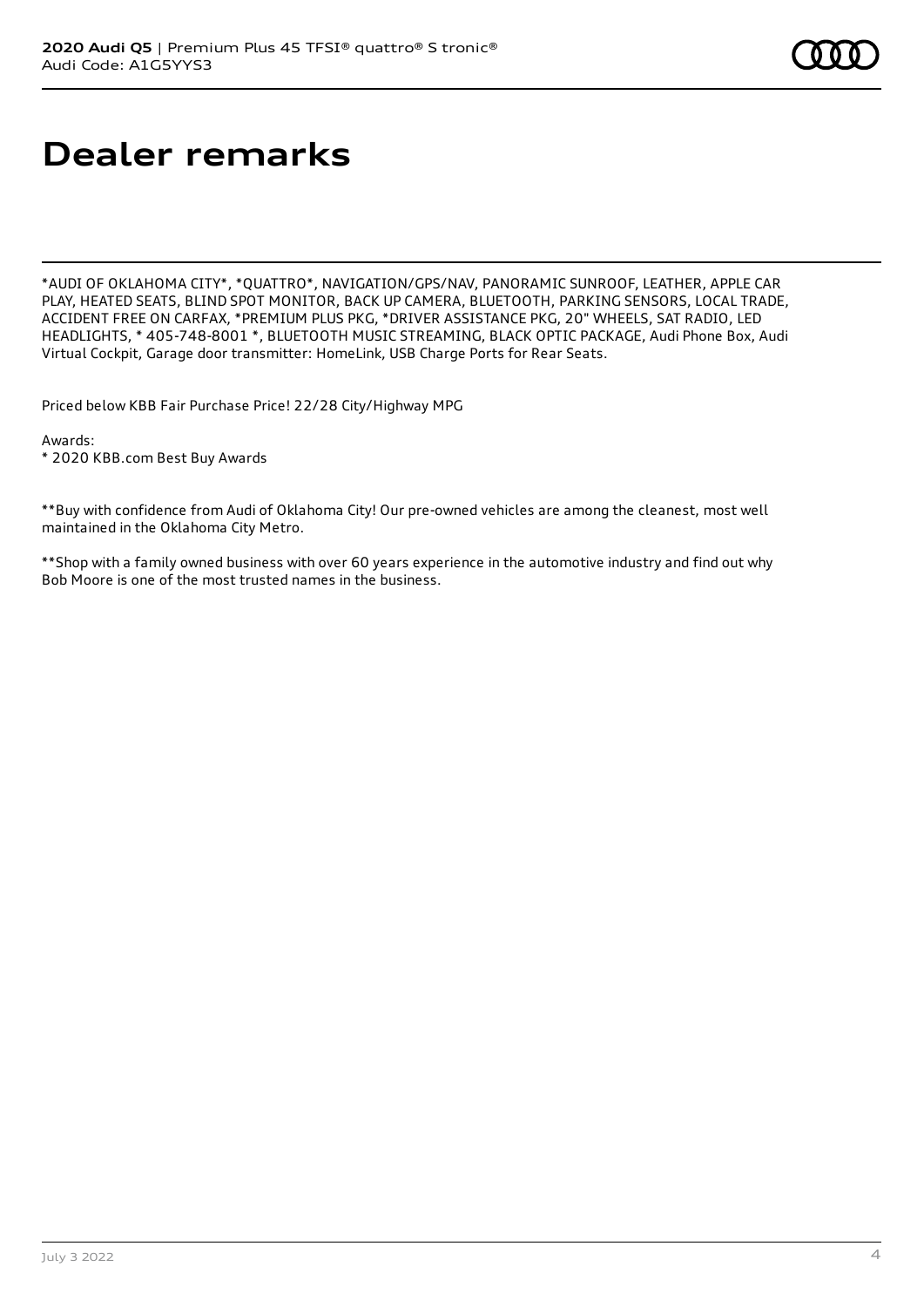# Dealer remarks

*AUDI OF OKLAHOMA CITY*, *QUATTRO*, NAVIGATION/GPS/NAV, PANORAMIC SUNROOF, LEATHER, APPLE CAR PLAY, HEATED SEATS, BLIND SPOT MONITOR, BACK UP CAMERA, BLUETOOTH, PARKING SENSORS, LOCAL TRADE, ACCIDENT FREE ON CARFAX, *PREMIUM PLUS PKG, *DRIVER ASSISTANCE PKG, 20" WHEELS, SAT RADIO, LED HEADLIGHTS, * 405-748-8001 *, BLUETOOTH MUSIC STREAMING, BLACK OPTIC PACKAGE, Audi Phone Box, Audi Virtual Cockpit, Garage door transmitter: HomeLink, USB Charge Ports for Rear Seats.

Priced below KBB Fair Purchase Price! 22/28 City/Highway MPG

Awards:
* 2020 KBB.com Best Buy Awards

**Buy with confidence from Audi of Oklahoma City! Our pre-owned vehicles are among the cleanest, most well maintained in the Oklahoma City Metro.

**Shop with a family owned business with over 60 years experience in the automotive industry and find out why Bob Moore is one of the most trusted names in the business.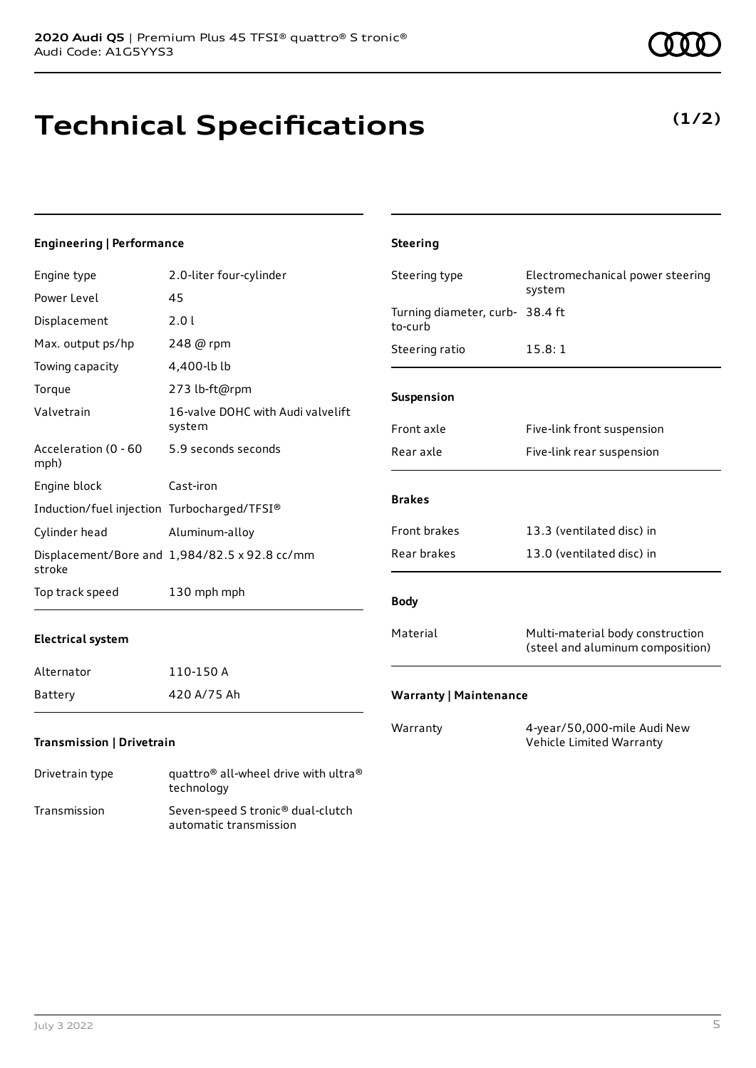**2020 Audi Q5** | Premium Plus 45 TFSI® quattro® S tronic®
Audi Code: A1G5YYS3

# Technical Specifications

**(1/2)**

### Engineering | Performance

| | |
|---|---|
| Engine type | 2.0-liter four-cylinder |
| Power Level | 45 |
| Displacement | 2.0 l |
| Max. output ps/hp | 248 @ rpm |
| Towing capacity | 4,400-lb lb |
| Torque | 273 lb-ft@rpm |
| Valvetrain | 16-valve DOHC with Audi valvelift system |
| Acceleration (0 - 60 mph) | 5.9 seconds seconds |
| Engine block | Cast-iron |
| Induction/fuel injection | Turbocharged/TFSI® |
| Cylinder head | Aluminum-alloy |
| Displacement/Bore and stroke | 1,984/82.5 x 92.8 cc/mm |
| Top track speed | 130 mph mph |

### Electrical system

| | |
|---|---|
| Alternator | 110-150 A |
| Battery | 420 A/75 Ah |

### Transmission | Drivetrain

| | |
|---|---|
| Drivetrain type | quattro® all-wheel drive with ultra® technology |
| Transmission | Seven-speed S tronic® dual-clutch automatic transmission |

### Steering

| | |
|---|---|
| Steering type | Electromechanical power steering system |
| Turning diameter, curb-to-curb | 38.4 ft |
| Steering ratio | 15.8: 1 |

### Suspension

| | |
|---|---|
| Front axle | Five-link front suspension |
| Rear axle | Five-link rear suspension |

### Brakes

| | |
|---|---|
| Front brakes | 13.3 (ventilated disc) in |
| Rear brakes | 13.0 (ventilated disc) in |

### Body

| | |
|---|---|
| Material | Multi-material body construction (steel and aluminum composition) |

### Warranty | Maintenance

| | |
|---|---|
| Warranty | 4-year/50,000-mile Audi New Vehicle Limited Warranty |

July 3 2022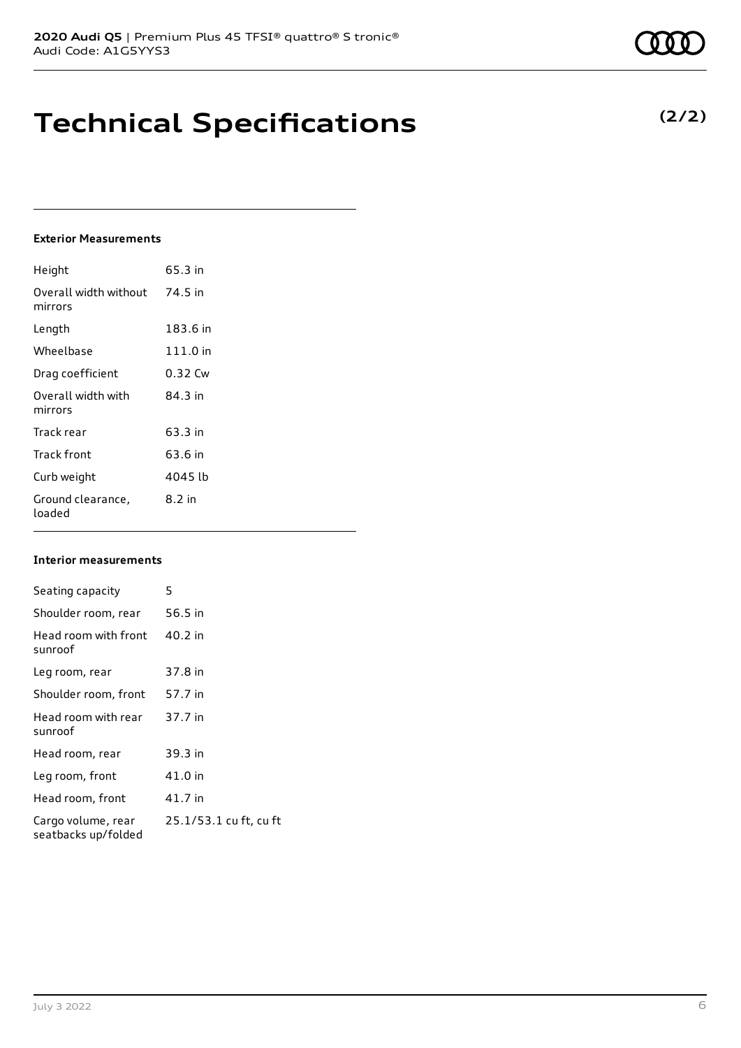# Technical Specifications

**(2/2)**

**Exterior Measurements**

| | |
|---|---|
| Height | 65.3 in |
| Overall width without mirrors | 74.5 in |
| Length | 183.6 in |
| Wheelbase | 111.0 in |
| Drag coefficient | 0.32 Cw |
| Overall width with mirrors | 84.3 in |
| Track rear | 63.3 in |
| Track front | 63.6 in |
| Curb weight | 4045 lb |
| Ground clearance, loaded | 8.2 in |

**Interior measurements**

| | |
|---|---|
| Seating capacity | 5 |
| Shoulder room, rear | 56.5 in |
| Head room with front sunroof | 40.2 in |
| Leg room, rear | 37.8 in |
| Shoulder room, front | 57.7 in |
| Head room with rear sunroof | 37.7 in |
| Head room, rear | 39.3 in |
| Leg room, front | 41.0 in |
| Head room, front | 41.7 in |
| Cargo volume, rear seatbacks up/folded | 25.1/53.1 cu ft, cu ft |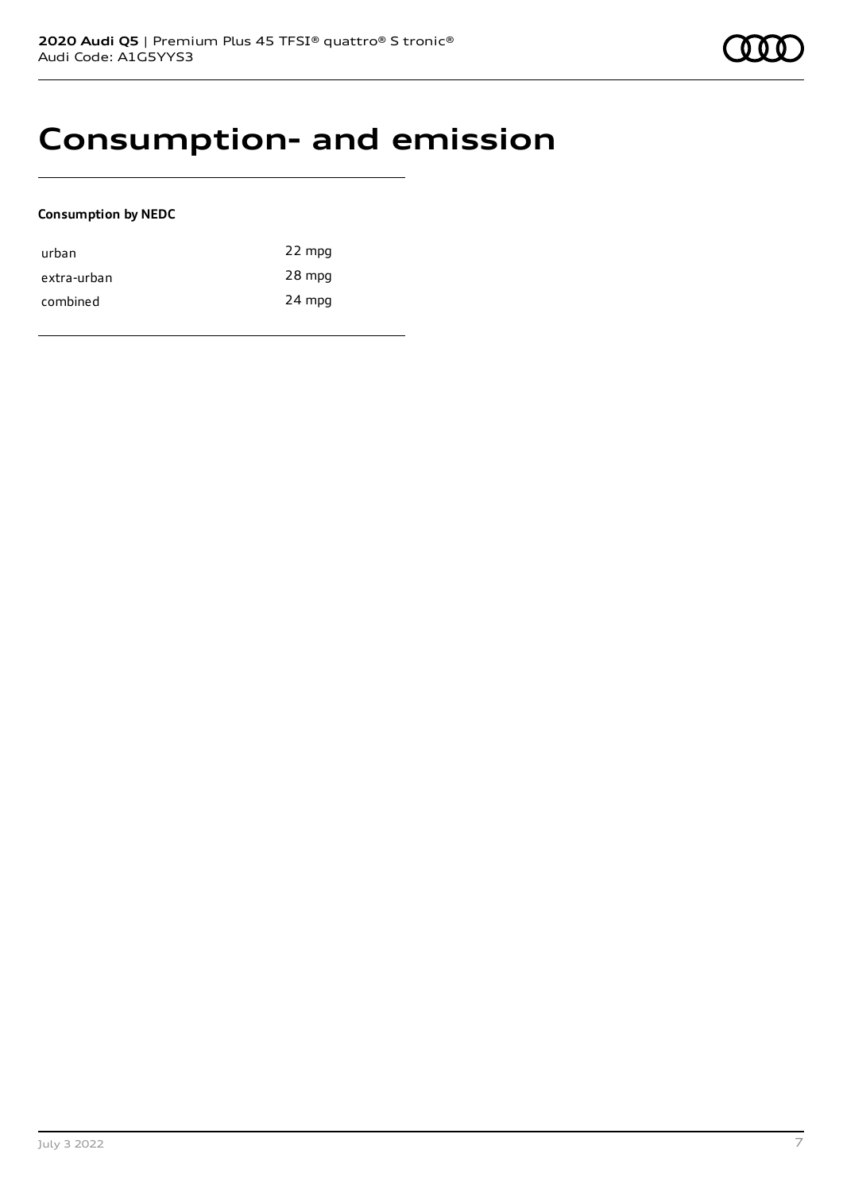# Consumption- and emission

**Consumption by NEDC**

| | |
|---|---|
| urban | 22 mpg |
| extra-urban | 28 mpg |
| combined | 24 mpg |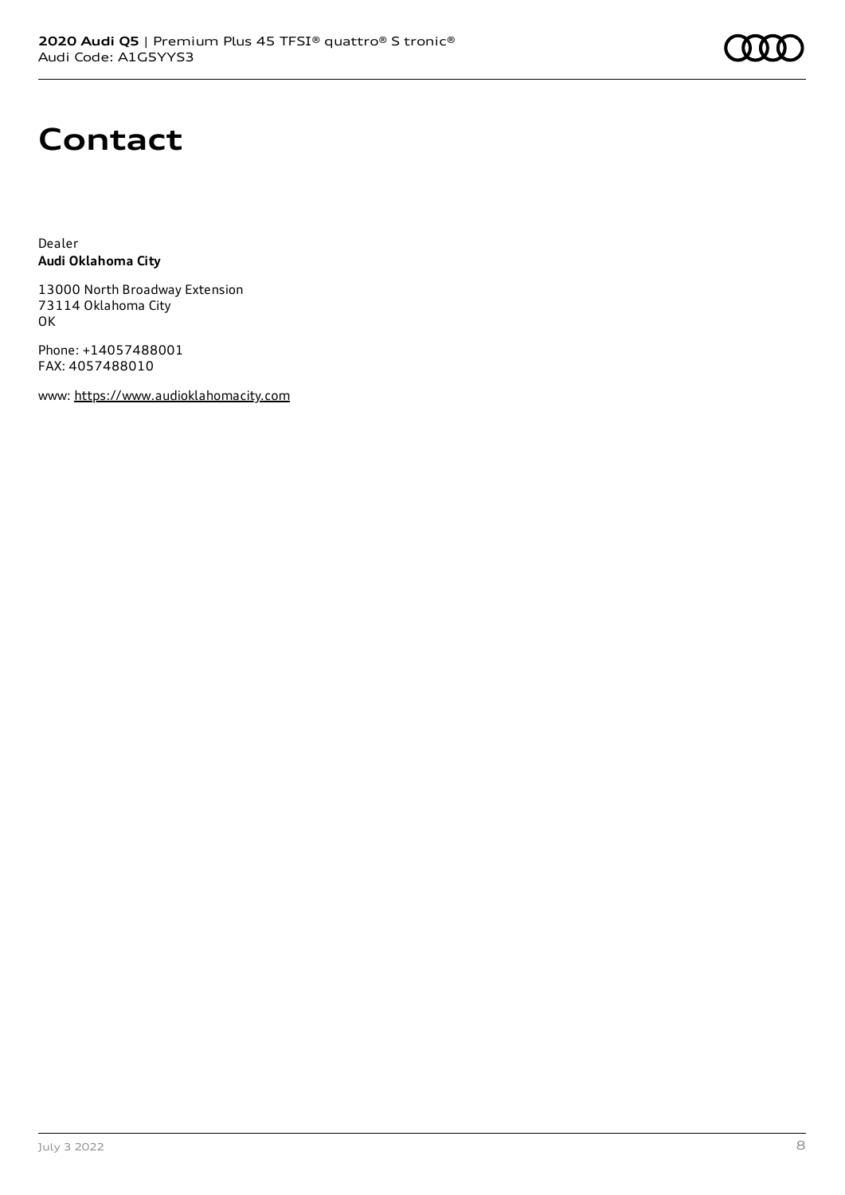# Contact

Dealer
**Audi Oklahoma City**

13000 North Broadway Extension
73114 Oklahoma City
OK

Phone: +14057488001
FAX: 4057488010

www: https://www.audioklahomacity.com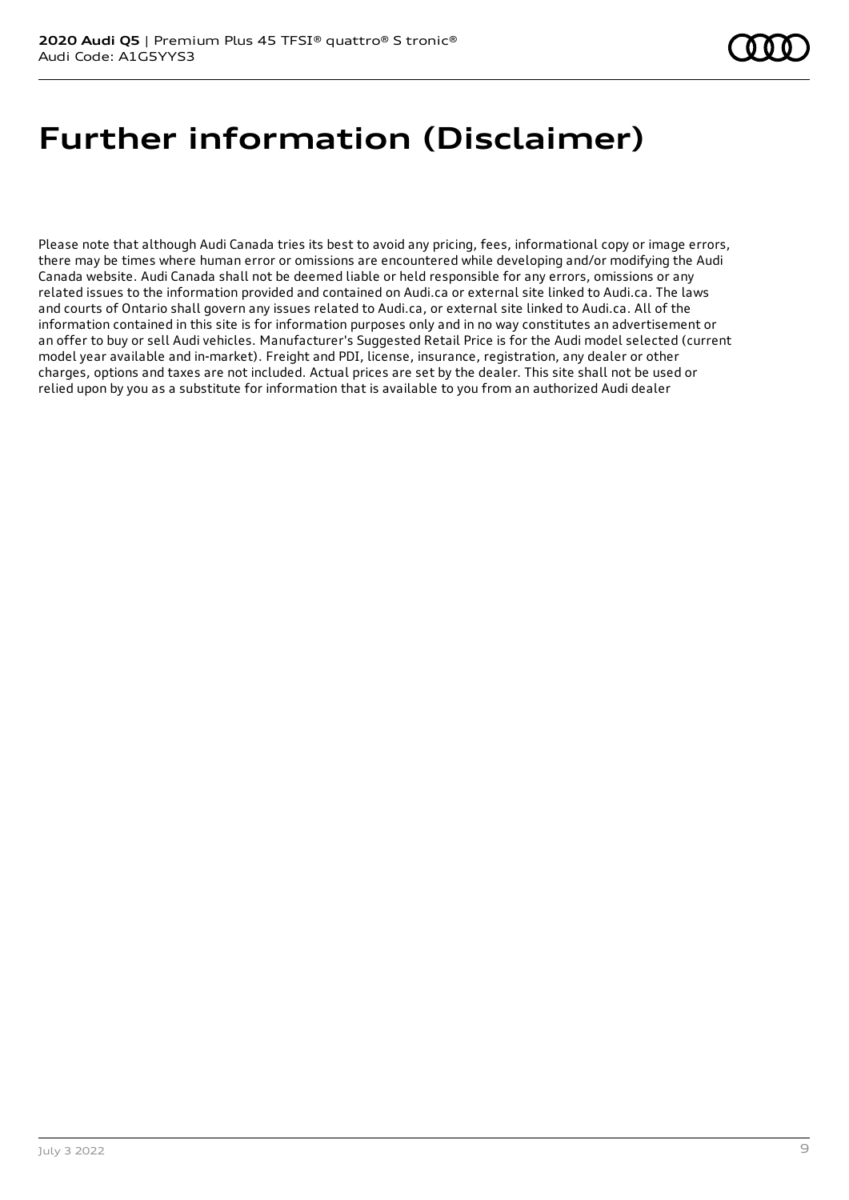# Further information (Disclaimer)

Please note that although Audi Canada tries its best to avoid any pricing, fees, informational copy or image errors, there may be times where human error or omissions are encountered while developing and/or modifying the Audi Canada website. Audi Canada shall not be deemed liable or held responsible for any errors, omissions or any related issues to the information provided and contained on Audi.ca or external site linked to Audi.ca. The laws and courts of Ontario shall govern any issues related to Audi.ca, or external site linked to Audi.ca. All of the information contained in this site is for information purposes only and in no way constitutes an advertisement or an offer to buy or sell Audi vehicles. Manufacturer's Suggested Retail Price is for the Audi model selected (current model year available and in-market). Freight and PDI, license, insurance, registration, any dealer or other charges, options and taxes are not included. Actual prices are set by the dealer. This site shall not be used or relied upon by you as a substitute for information that is available to you from an authorized Audi dealer